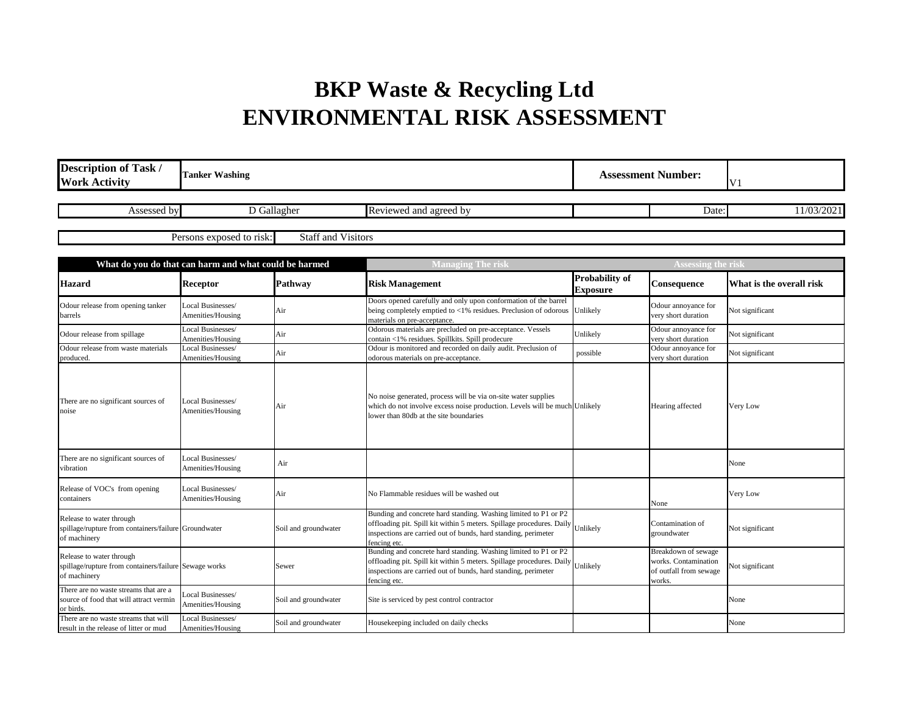# BKP Waste & Recycling Ltd
# ENVIRONMENTAL RISK ASSESSMENT

| Description of Task / Work Activity | Tanker Washing | Assessment Number: | V1 |
|---|---|---|---|

| Assessed by | D Gallagher | Reviewed and agreed by | | Date: | 11/03/2021 |
|---|---|---|---|---|---|

| Persons exposed to risk: | Staff and Visitors |
|---|---|

| What do you do that can harm and what could be harmed | | | Managing The risk | Assessing the risk | | |
|---|---|---|---|---|---|---|
| **Hazard** | **Receptor** | **Pathway** | **Risk Management** | **Probability of Exposure** | **Consequence** | **What is the overall risk** |
| Odour release from opening tanker barrels | Local Businesses/ Amenities/Housing | Air | Doors opened carefully and only upon conformation of the barrel being completely emptied to <1% residues. Preclusion of odorous materials on pre-acceptance. | Unlikely | Odour annoyance for very short duration | Not significant |
| Odour release from spillage | Local Businesses/ Amenities/Housing | Air | Odorous materials are precluded on pre-acceptance. Vessels contain <1% residues. Spillkits. Spill prodecure | Unlikely | Odour annoyance for very short duration | Not significant |
| Odour release from waste materials produced. | Local Businesses/ Amenities/Housing | Air | Odour is monitored and recorded on daily audit. Preclusion of odorous materials on pre-acceptance. | possible | Odour annoyance for very short duration | Not significant |
| There are no significant sources of noise | Local Businesses/ Amenities/Housing | Air | No noise generated, process will be via on-site water supplies which do not involve excess noise production. Levels will be much lower than 80db at the site boundaries | Unlikely | Hearing affected | Very Low |
| There are no significant sources of vibration | Local Businesses/ Amenities/Housing | Air | | | | None |
| Release of VOC's from opening containers | Local Businesses/ Amenities/Housing | Air | No Flammable residues will be washed out | | None | Very Low |
| Release to water through spillage/rupture from containers/failure of machinery | Groundwater | Soil and groundwater | Bunding and concrete hard standing. Washing limited to P1 or P2 offloading pit. Spill kit within 5 meters. Spillage procedures. Daily inspections are carried out of bunds, hard standing, perimeter fencing etc. | Unlikely | Contamination of groundwater | Not significant |
| Release to water through spillage/rupture from containers/failure of machinery | Sewage works | Sewer | Bunding and concrete hard standing. Washing limited to P1 or P2 offloading pit. Spill kit within 5 meters. Spillage procedures. Daily inspections are carried out of bunds, hard standing, perimeter fencing etc. | Unlikely | Breakdown of sewage works. Contamination of outfall from sewage works. | Not significant |
| There are no waste streams that are a source of food that will attract vermin or birds. | Local Businesses/ Amenities/Housing | Soil and groundwater | Site is serviced by pest control contractor | | | None |
| There are no waste streams that will result in the release of litter or mud | Local Businesses/ Amenities/Housing | Soil and groundwater | Housekeeping included on daily checks | | | None |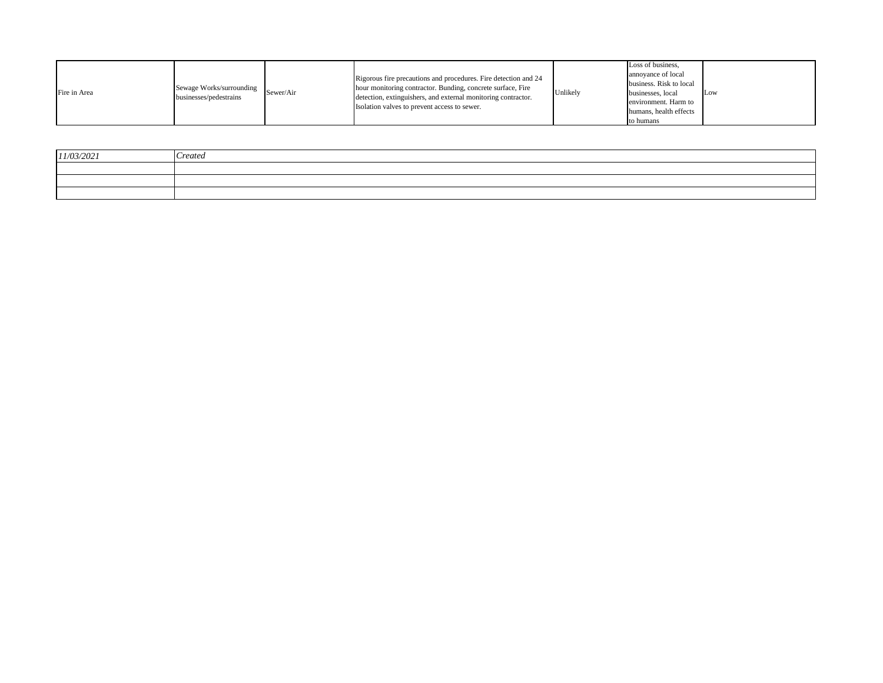| | | | | | | |
|---|---|---|---|---|---|---|
| Fire in Area | Sewage Works/surrounding businesses/pedestrains | Sewer/Air | Rigorous fire precautions and procedures. Fire detection and 24 hour monitoring contractor. Bunding, concrete surface, Fire detection, extinguishers, and external monitoring contractor. Isolation valves to prevent access to sewer. | Unlikely | Loss of business, annoyance of local business. Risk to local businesses, local environment. Harm to humans, health effects to humans | Low |

| | |
|---|---|
| *11/03/2021* | *Created* |
| | |
| | |
| | |